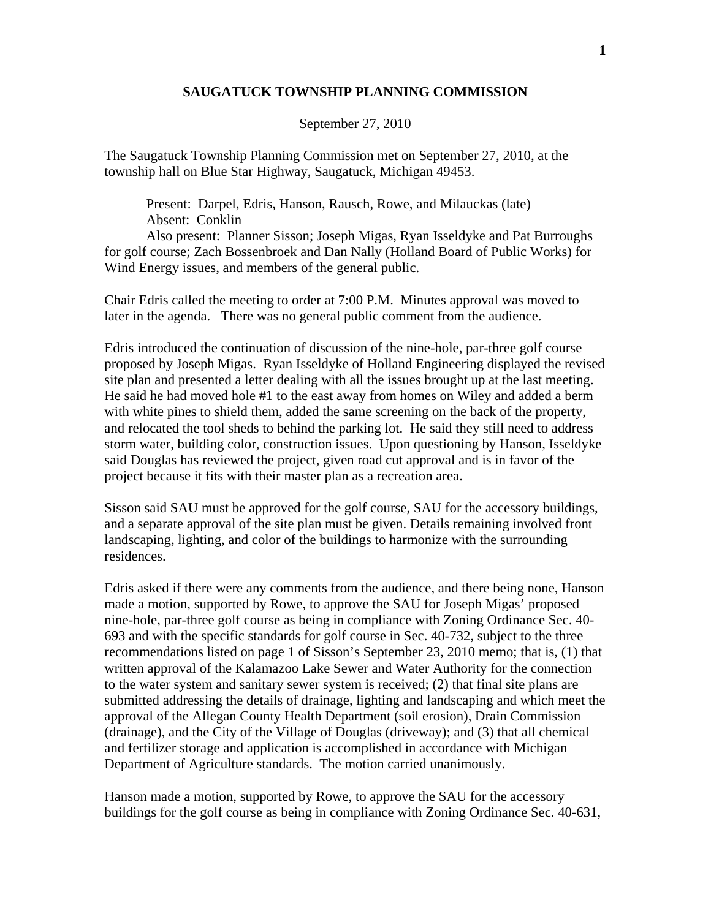# SAUGATUCK TOWNSHIP PLANNING COMMISSION

September 27, 2010

The Saugatuck Township Planning Commission met on September 27, 2010, at the township hall on Blue Star Highway, Saugatuck, Michigan 49453.

Present: Darpel, Edris, Hanson, Rausch, Rowe, and Milauckas (late)
Absent: Conklin
Also present: Planner Sisson; Joseph Migas, Ryan Isseldyke and Pat Burroughs for golf course; Zach Bossenbroek and Dan Nally (Holland Board of Public Works) for Wind Energy issues, and members of the general public.

Chair Edris called the meeting to order at 7:00 P.M. Minutes approval was moved to later in the agenda. There was no general public comment from the audience.

Edris introduced the continuation of discussion of the nine-hole, par-three golf course proposed by Joseph Migas. Ryan Isseldyke of Holland Engineering displayed the revised site plan and presented a letter dealing with all the issues brought up at the last meeting. He said he had moved hole #1 to the east away from homes on Wiley and added a berm with white pines to shield them, added the same screening on the back of the property, and relocated the tool sheds to behind the parking lot. He said they still need to address storm water, building color, construction issues. Upon questioning by Hanson, Isseldyke said Douglas has reviewed the project, given road cut approval and is in favor of the project because it fits with their master plan as a recreation area.

Sisson said SAU must be approved for the golf course, SAU for the accessory buildings, and a separate approval of the site plan must be given. Details remaining involved front landscaping, lighting, and color of the buildings to harmonize with the surrounding residences.

Edris asked if there were any comments from the audience, and there being none, Hanson made a motion, supported by Rowe, to approve the SAU for Joseph Migas' proposed nine-hole, par-three golf course as being in compliance with Zoning Ordinance Sec. 40-693 and with the specific standards for golf course in Sec. 40-732, subject to the three recommendations listed on page 1 of Sisson's September 23, 2010 memo; that is, (1) that written approval of the Kalamazoo Lake Sewer and Water Authority for the connection to the water system and sanitary sewer system is received; (2) that final site plans are submitted addressing the details of drainage, lighting and landscaping and which meet the approval of the Allegan County Health Department (soil erosion), Drain Commission (drainage), and the City of the Village of Douglas (driveway); and (3) that all chemical and fertilizer storage and application is accomplished in accordance with Michigan Department of Agriculture standards. The motion carried unanimously.

Hanson made a motion, supported by Rowe, to approve the SAU for the accessory buildings for the golf course as being in compliance with Zoning Ordinance Sec. 40-631,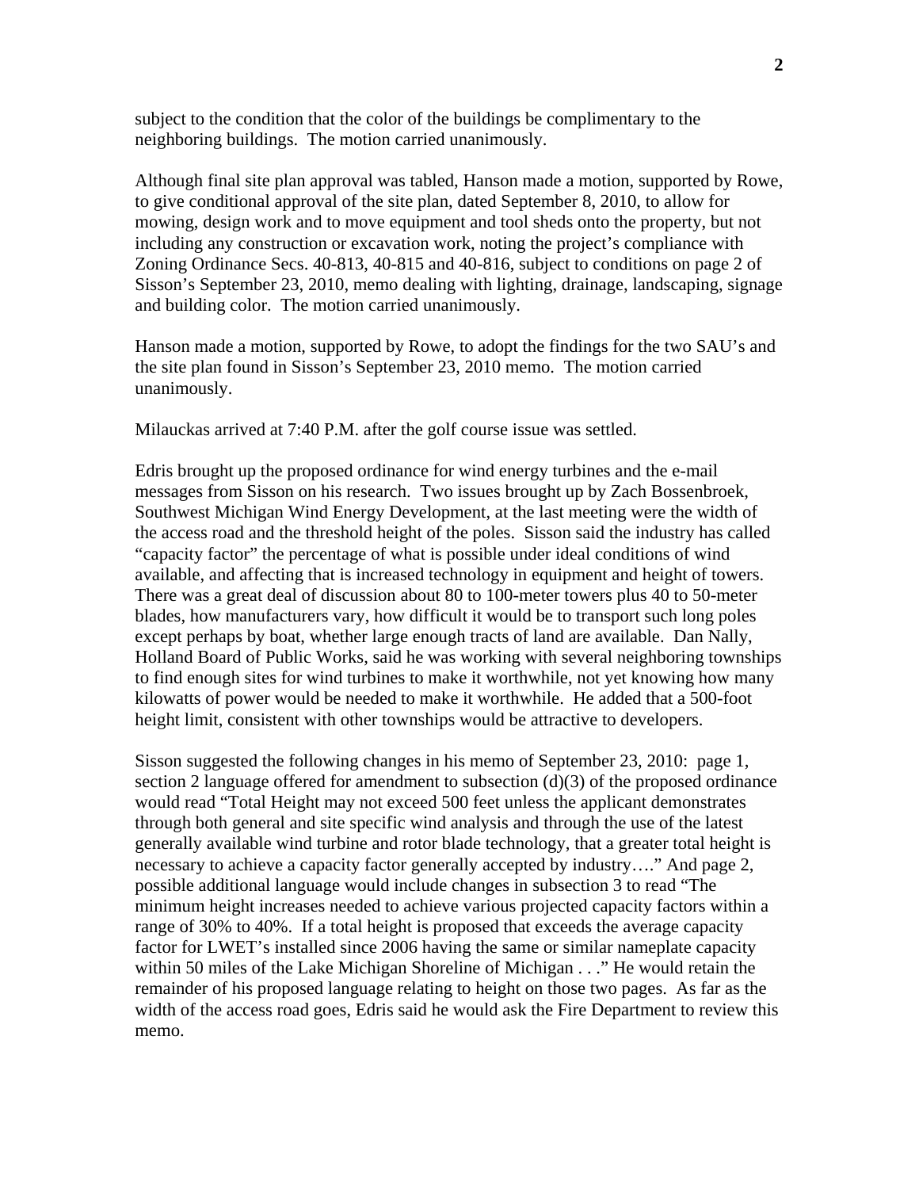subject to the condition that the color of the buildings be complimentary to the neighboring buildings. The motion carried unanimously.

Although final site plan approval was tabled, Hanson made a motion, supported by Rowe, to give conditional approval of the site plan, dated September 8, 2010, to allow for mowing, design work and to move equipment and tool sheds onto the property, but not including any construction or excavation work, noting the project's compliance with Zoning Ordinance Secs. 40-813, 40-815 and 40-816, subject to conditions on page 2 of Sisson's September 23, 2010, memo dealing with lighting, drainage, landscaping, signage and building color. The motion carried unanimously.

Hanson made a motion, supported by Rowe, to adopt the findings for the two SAU's and the site plan found in Sisson's September 23, 2010 memo. The motion carried unanimously.

Milauckas arrived at 7:40 P.M. after the golf course issue was settled.

Edris brought up the proposed ordinance for wind energy turbines and the e-mail messages from Sisson on his research. Two issues brought up by Zach Bossenbroek, Southwest Michigan Wind Energy Development, at the last meeting were the width of the access road and the threshold height of the poles. Sisson said the industry has called "capacity factor" the percentage of what is possible under ideal conditions of wind available, and affecting that is increased technology in equipment and height of towers. There was a great deal of discussion about 80 to 100-meter towers plus 40 to 50-meter blades, how manufacturers vary, how difficult it would be to transport such long poles except perhaps by boat, whether large enough tracts of land are available. Dan Nally, Holland Board of Public Works, said he was working with several neighboring townships to find enough sites for wind turbines to make it worthwhile, not yet knowing how many kilowatts of power would be needed to make it worthwhile. He added that a 500-foot height limit, consistent with other townships would be attractive to developers.

Sisson suggested the following changes in his memo of September 23, 2010: page 1, section 2 language offered for amendment to subsection (d)(3) of the proposed ordinance would read "Total Height may not exceed 500 feet unless the applicant demonstrates through both general and site specific wind analysis and through the use of the latest generally available wind turbine and rotor blade technology, that a greater total height is necessary to achieve a capacity factor generally accepted by industry…." And page 2, possible additional language would include changes in subsection 3 to read "The minimum height increases needed to achieve various projected capacity factors within a range of 30% to 40%. If a total height is proposed that exceeds the average capacity factor for LWET's installed since 2006 having the same or similar nameplate capacity within 50 miles of the Lake Michigan Shoreline of Michigan . . ." He would retain the remainder of his proposed language relating to height on those two pages. As far as the width of the access road goes, Edris said he would ask the Fire Department to review this memo.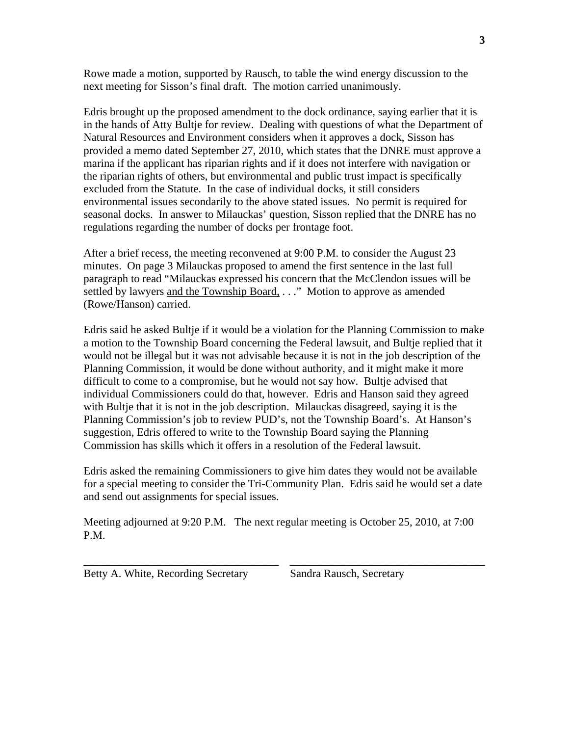Rowe made a motion, supported by Rausch, to table the wind energy discussion to the next meeting for Sisson's final draft. The motion carried unanimously.

Edris brought up the proposed amendment to the dock ordinance, saying earlier that it is in the hands of Atty Bultje for review. Dealing with questions of what the Department of Natural Resources and Environment considers when it approves a dock, Sisson has provided a memo dated September 27, 2010, which states that the DNRE must approve a marina if the applicant has riparian rights and if it does not interfere with navigation or the riparian rights of others, but environmental and public trust impact is specifically excluded from the Statute. In the case of individual docks, it still considers environmental issues secondarily to the above stated issues. No permit is required for seasonal docks. In answer to Milauckas' question, Sisson replied that the DNRE has no regulations regarding the number of docks per frontage foot.

After a brief recess, the meeting reconvened at 9:00 P.M. to consider the August 23 minutes. On page 3 Milauckas proposed to amend the first sentence in the last full paragraph to read "Milauckas expressed his concern that the McClendon issues will be settled by lawyers <u>and the Township Board,</u> . . ." Motion to approve as amended (Rowe/Hanson) carried.

Edris said he asked Bultje if it would be a violation for the Planning Commission to make a motion to the Township Board concerning the Federal lawsuit, and Bultje replied that it would not be illegal but it was not advisable because it is not in the job description of the Planning Commission, it would be done without authority, and it might make it more difficult to come to a compromise, but he would not say how. Bultje advised that individual Commissioners could do that, however. Edris and Hanson said they agreed with Bultje that it is not in the job description. Milauckas disagreed, saying it is the Planning Commission's job to review PUD's, not the Township Board's. At Hanson's suggestion, Edris offered to write to the Township Board saying the Planning Commission has skills which it offers in a resolution of the Federal lawsuit.

Edris asked the remaining Commissioners to give him dates they would not be available for a special meeting to consider the Tri-Community Plan. Edris said he would set a date and send out assignments for special issues.

Meeting adjourned at 9:20 P.M. The next regular meeting is October 25, 2010, at 7:00 P.M.

\_\_\_\_\_\_\_\_\_\_\_\_\_\_\_\_\_\_\_\_\_\_\_\_\_\_\_\_\_\_\_\_\_\_ \_\_\_\_\_\_\_\_\_\_\_\_\_\_\_\_\_\_\_\_\_\_\_\_\_\_\_\_\_\_\_\_\_\_

Betty A. White, Recording Secretary    Sandra Rausch, Secretary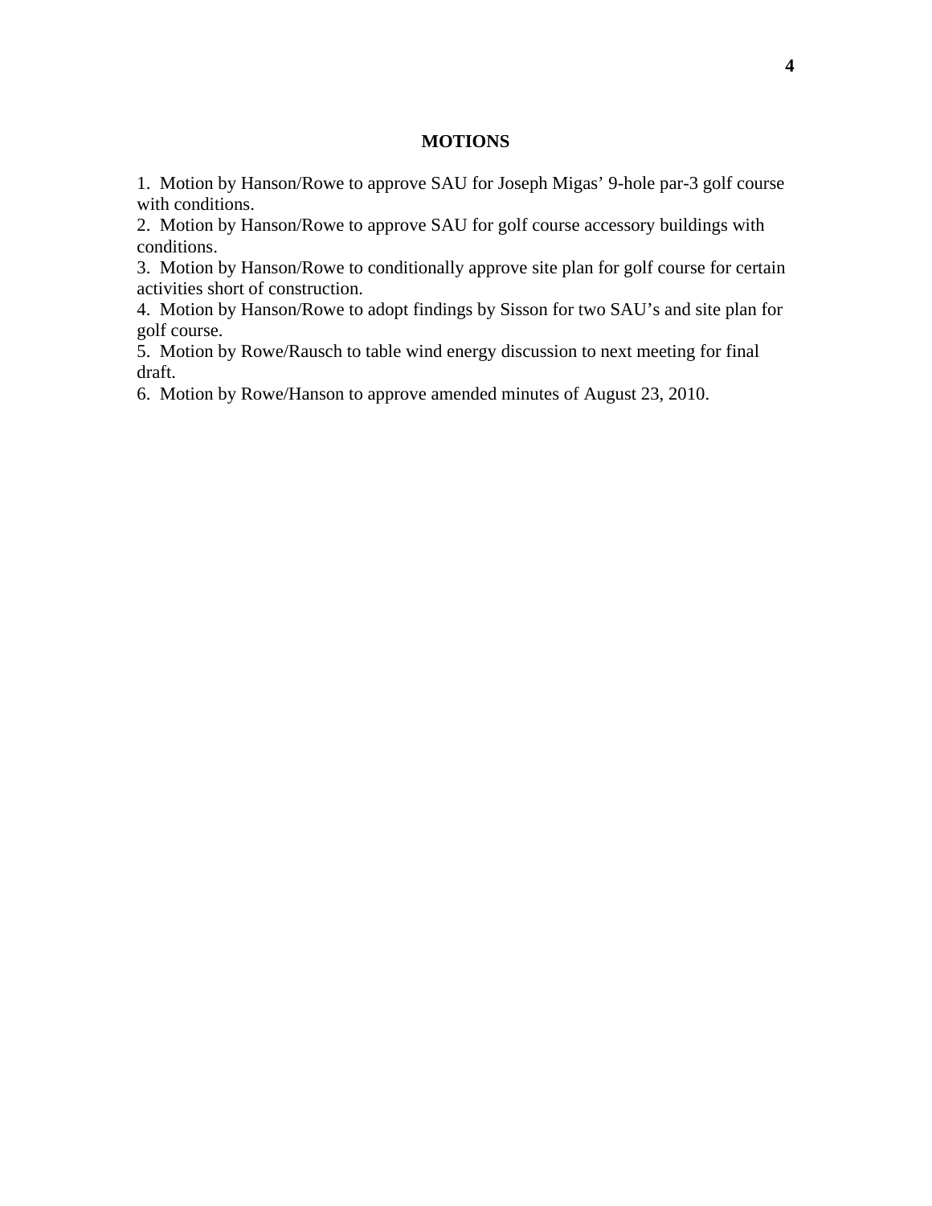## MOTIONS

1. Motion by Hanson/Rowe to approve SAU for Joseph Migas' 9-hole par-3 golf course with conditions.
2. Motion by Hanson/Rowe to approve SAU for golf course accessory buildings with conditions.
3. Motion by Hanson/Rowe to conditionally approve site plan for golf course for certain activities short of construction.
4. Motion by Hanson/Rowe to adopt findings by Sisson for two SAU's and site plan for golf course.
5. Motion by Rowe/Rausch to table wind energy discussion to next meeting for final draft.
6. Motion by Rowe/Hanson to approve amended minutes of August 23, 2010.